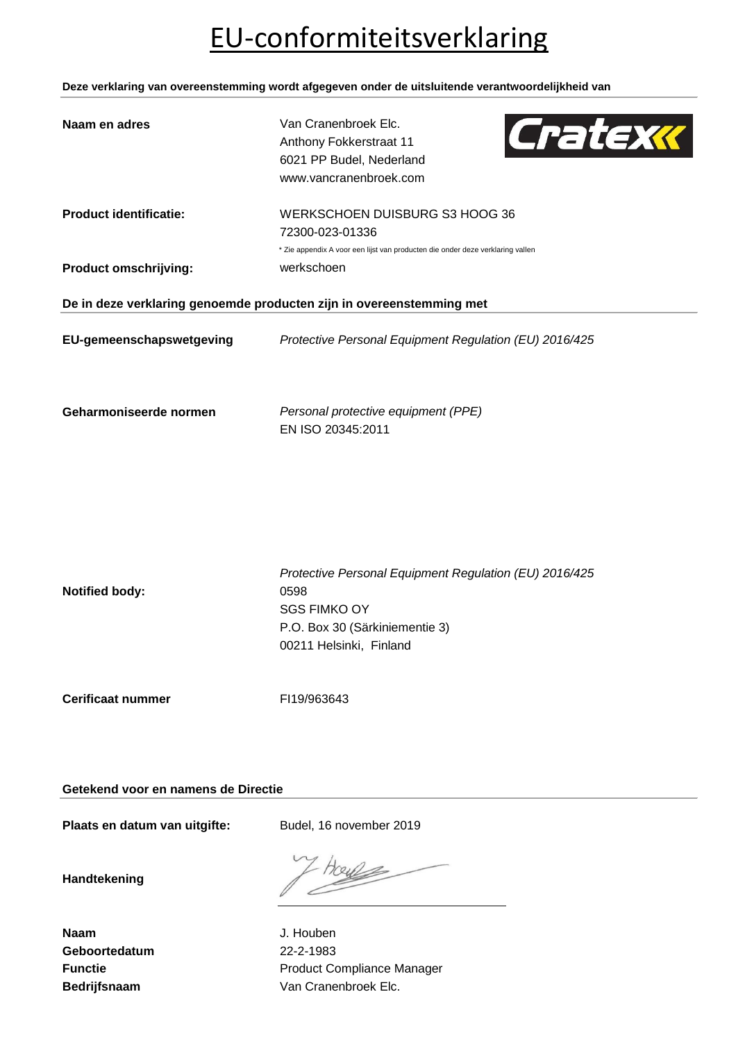# EU-conformiteitsverklaring

**Deze verklaring van overeenstemming wordt afgegeven onder de uitsluitende verantwoordelijkheid van**

**Naam en adres**

Van Cranenbroek Elc.
Anthony Fokkerstraat 11
6021 PP Budel, Nederland
www.vancranenbroek.com

Cratex

**Product identificatie:**

WERKSCHOEN DUISBURG S3 HOOG 36
72300-023-01336

* Zie appendix A voor een lijst van producten die onder deze verklaring vallen

**Product omschrijving:** werkschoen

**De in deze verklaring genoemde producten zijn in overeenstemming met**

**EU-gemeenschapswetgeving** *Protective Personal Equipment Regulation (EU) 2016/425*

**Geharmoniseerde normen**

*Personal protective equipment (PPE)*
EN ISO 20345:2011

**Notified body:**

*Protective Personal Equipment Regulation (EU) 2016/425*
0598
SGS FIMKO OY
P.O. Box 30 (Särkiniementie 3)
00211 Helsinki, Finland

**Cerificaat nummer** FI19/963643

**Getekend voor en namens de Directie**

**Plaats en datum van uitgifte:** Budel, 16 november 2019

**Handtekening**

**Naam** J. Houben
**Geboortedatum** 22-2-1983
**Functie** Product Compliance Manager
**Bedrijfsnaam** Van Cranenbroek Elc.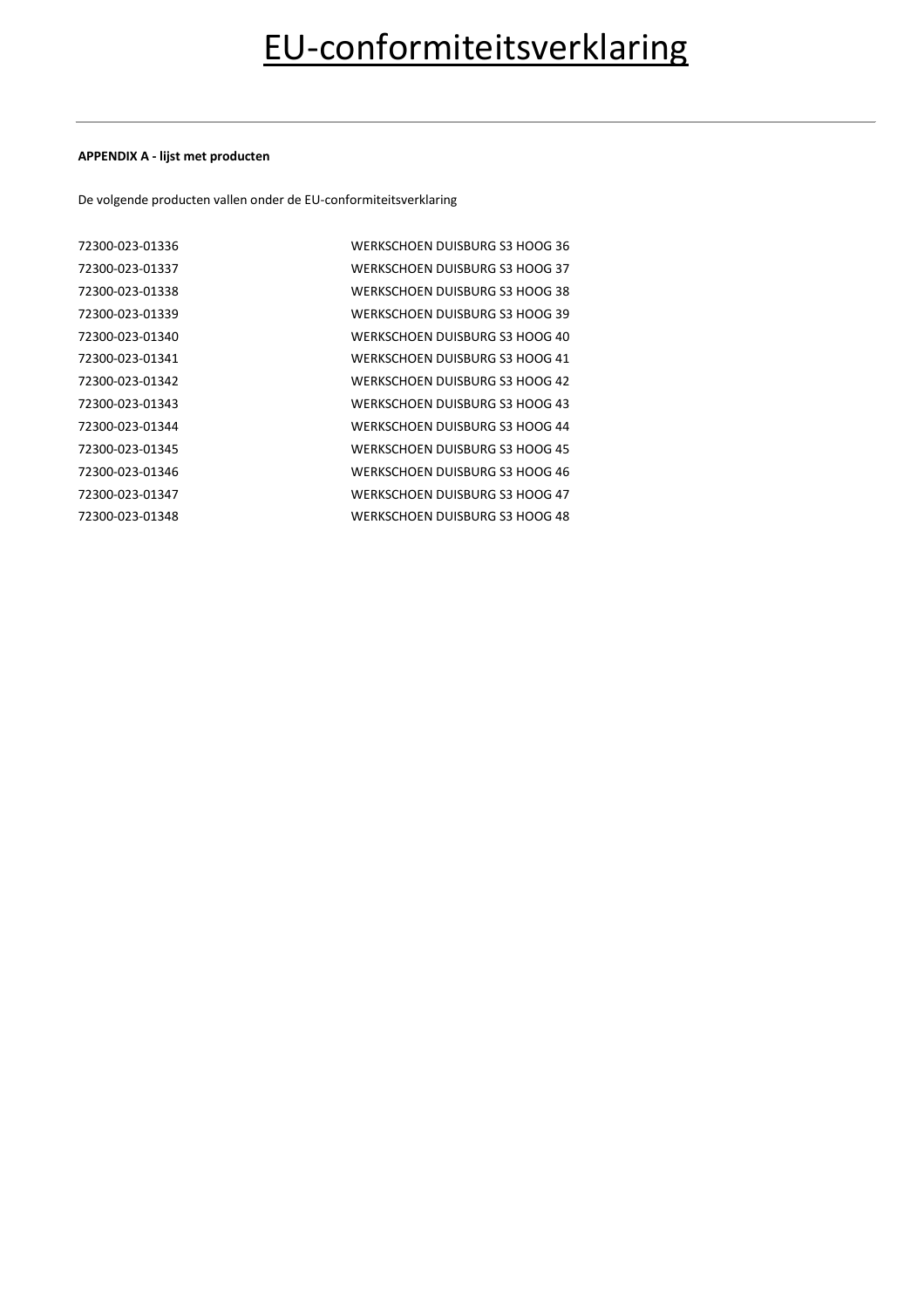# EU-conformiteitsverklaring

**APPENDIX A - lijst met producten**

De volgende producten vallen onder de EU-conformiteitsverklaring

| | |
|---|---|
| 72300-023-01336 | WERKSCHOEN DUISBURG S3 HOOG 36 |
| 72300-023-01337 | WERKSCHOEN DUISBURG S3 HOOG 37 |
| 72300-023-01338 | WERKSCHOEN DUISBURG S3 HOOG 38 |
| 72300-023-01339 | WERKSCHOEN DUISBURG S3 HOOG 39 |
| 72300-023-01340 | WERKSCHOEN DUISBURG S3 HOOG 40 |
| 72300-023-01341 | WERKSCHOEN DUISBURG S3 HOOG 41 |
| 72300-023-01342 | WERKSCHOEN DUISBURG S3 HOOG 42 |
| 72300-023-01343 | WERKSCHOEN DUISBURG S3 HOOG 43 |
| 72300-023-01344 | WERKSCHOEN DUISBURG S3 HOOG 44 |
| 72300-023-01345 | WERKSCHOEN DUISBURG S3 HOOG 45 |
| 72300-023-01346 | WERKSCHOEN DUISBURG S3 HOOG 46 |
| 72300-023-01347 | WERKSCHOEN DUISBURG S3 HOOG 47 |
| 72300-023-01348 | WERKSCHOEN DUISBURG S3 HOOG 48 |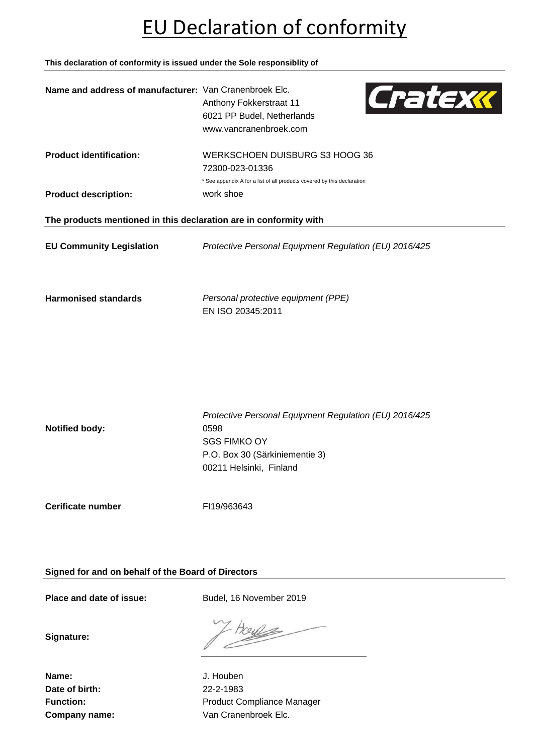# EU Declaration of conformity

**This declaration of conformity is issued under the Sole responsiblity of**

**Name and address of manufacturer:** Van Cranenbroek Elc.
Anthony Fokkerstraat 11
6021 PP Budel, Netherlands
www.vancranenbroek.com

Cratex

**Product identification:** WERKSCHOEN DUISBURG S3 HOOG 36
72300-023-01336
\* See appendix A for a list of all products covered by this declaration

**Product description:** work shoe

**The products mentioned in this declaration are in conformity with**

**EU Community Legislation** *Protective Personal Equipment Regulation (EU) 2016/425*

**Harmonised standards** *Personal protective equipment (PPE)*
EN ISO 20345:2011

*Protective Personal Equipment Regulation (EU) 2016/425*

**Notified body:** 0598
SGS FIMKO OY
P.O. Box 30 (Särkiniementie 3)
00211 Helsinki, Finland

**Cerificate number** FI19/963643

**Signed for and on behalf of the Board of Directors**

**Place and date of issue:** Budel, 16 November 2019

**Signature:**

**Name:** J. Houben
**Date of birth:** 22-2-1983
**Function:** Product Compliance Manager
**Company name:** Van Cranenbroek Elc.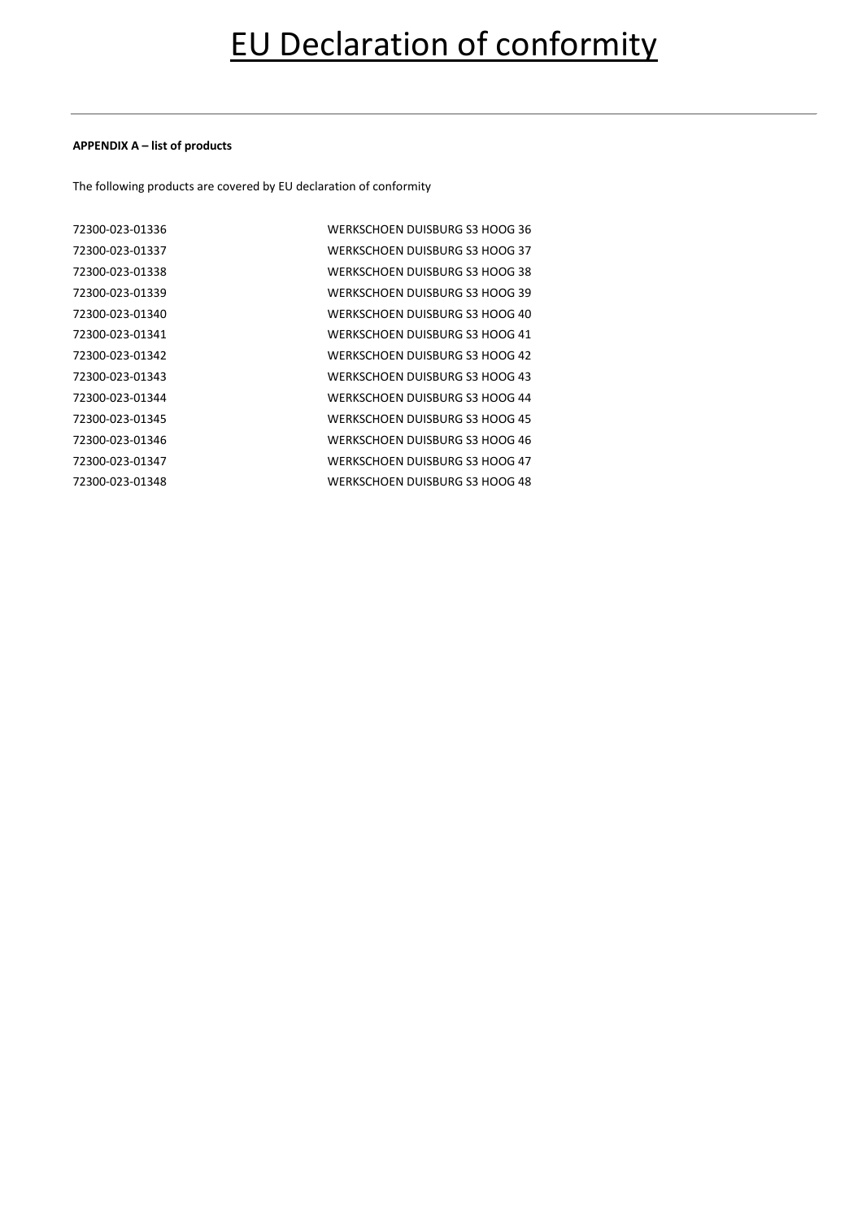# EU Declaration of conformity

**APPENDIX A – list of products**

The following products are covered by EU declaration of conformity

| | |
|---|---|
| 72300-023-01336 | WERKSCHOEN DUISBURG S3 HOOG 36 |
| 72300-023-01337 | WERKSCHOEN DUISBURG S3 HOOG 37 |
| 72300-023-01338 | WERKSCHOEN DUISBURG S3 HOOG 38 |
| 72300-023-01339 | WERKSCHOEN DUISBURG S3 HOOG 39 |
| 72300-023-01340 | WERKSCHOEN DUISBURG S3 HOOG 40 |
| 72300-023-01341 | WERKSCHOEN DUISBURG S3 HOOG 41 |
| 72300-023-01342 | WERKSCHOEN DUISBURG S3 HOOG 42 |
| 72300-023-01343 | WERKSCHOEN DUISBURG S3 HOOG 43 |
| 72300-023-01344 | WERKSCHOEN DUISBURG S3 HOOG 44 |
| 72300-023-01345 | WERKSCHOEN DUISBURG S3 HOOG 45 |
| 72300-023-01346 | WERKSCHOEN DUISBURG S3 HOOG 46 |
| 72300-023-01347 | WERKSCHOEN DUISBURG S3 HOOG 47 |
| 72300-023-01348 | WERKSCHOEN DUISBURG S3 HOOG 48 |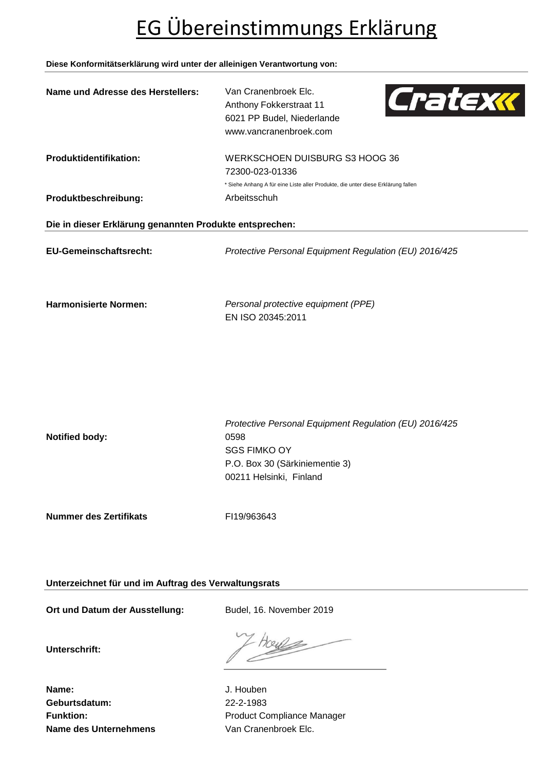# EG Übereinstimmungs Erklärung

**Diese Konformitätserklärung wird unter der alleinigen Verantwortung von:**

**Name und Adresse des Herstellers:** Van Cranenbroek Elc.
Anthony Fokkerstraat 11
6021 PP Budel, Niederlande
www.vancranenbroek.com

Cratex

**Produktidentifikation:** WERKSCHOEN DUISBURG S3 HOOG 36
72300-023-01336
* Siehe Anhang A für eine Liste aller Produkte, die unter diese Erklärung fallen

**Produktbeschreibung:** Arbeitsschuh

**Die in dieser Erklärung genannten Produkte entsprechen:**

**EU-Gemeinschaftsrecht:** *Protective Personal Equipment Regulation (EU) 2016/425*

**Harmonisierte Normen:** *Personal protective equipment (PPE)*
EN ISO 20345:2011

**Notified body:** *Protective Personal Equipment Regulation (EU) 2016/425*
0598
SGS FIMKO OY
P.O. Box 30 (Särkiniementie 3)
00211 Helsinki, Finland

**Nummer des Zertifikats** FI19/963643

**Unterzeichnet für und im Auftrag des Verwaltungsrats**

**Ort und Datum der Ausstellung:** Budel, 16. November 2019

**Unterschrift:**

**Name:** J. Houben
**Geburtsdatum:** 22-2-1983
**Funktion:** Product Compliance Manager
**Name des Unternehmens** Van Cranenbroek Elc.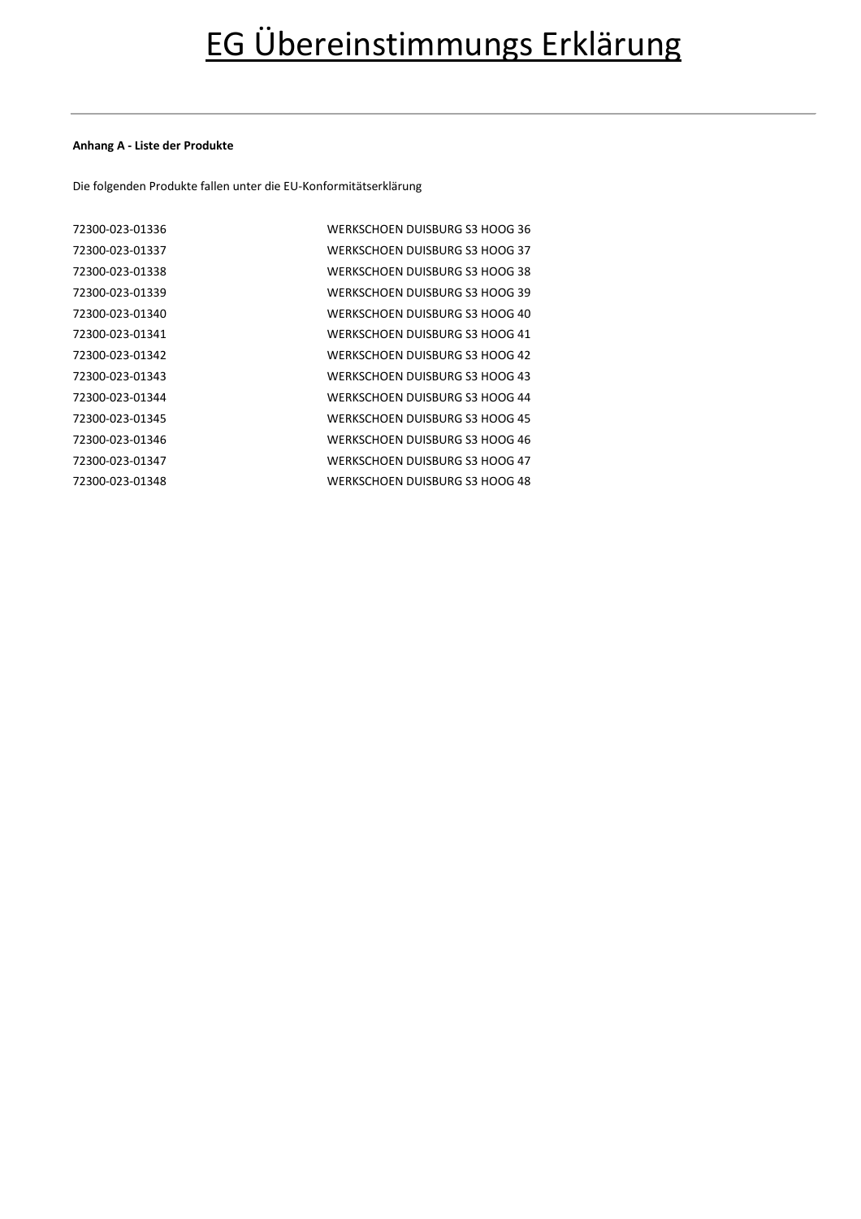# EG Übereinstimmungs Erklärung

**Anhang A - Liste der Produkte**

Die folgenden Produkte fallen unter die EU-Konformitätserklärung

| | |
|---|---|
| 72300-023-01336 | WERKSCHOEN DUISBURG S3 HOOG 36 |
| 72300-023-01337 | WERKSCHOEN DUISBURG S3 HOOG 37 |
| 72300-023-01338 | WERKSCHOEN DUISBURG S3 HOOG 38 |
| 72300-023-01339 | WERKSCHOEN DUISBURG S3 HOOG 39 |
| 72300-023-01340 | WERKSCHOEN DUISBURG S3 HOOG 40 |
| 72300-023-01341 | WERKSCHOEN DUISBURG S3 HOOG 41 |
| 72300-023-01342 | WERKSCHOEN DUISBURG S3 HOOG 42 |
| 72300-023-01343 | WERKSCHOEN DUISBURG S3 HOOG 43 |
| 72300-023-01344 | WERKSCHOEN DUISBURG S3 HOOG 44 |
| 72300-023-01345 | WERKSCHOEN DUISBURG S3 HOOG 45 |
| 72300-023-01346 | WERKSCHOEN DUISBURG S3 HOOG 46 |
| 72300-023-01347 | WERKSCHOEN DUISBURG S3 HOOG 47 |
| 72300-023-01348 | WERKSCHOEN DUISBURG S3 HOOG 48 |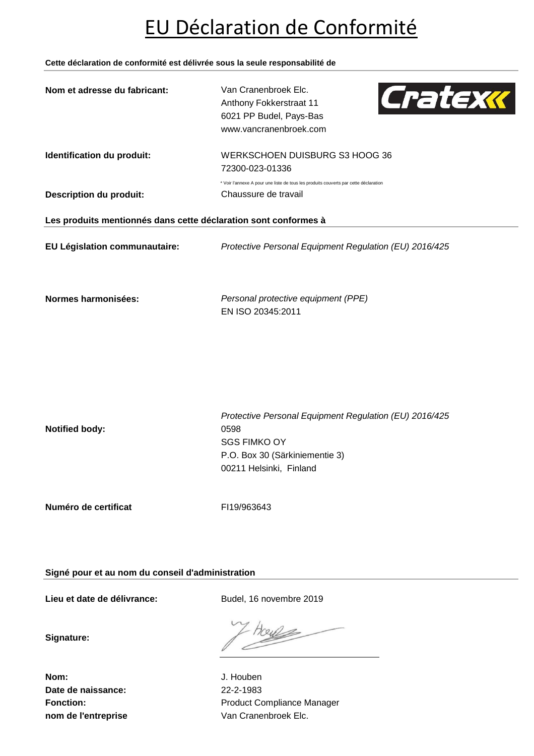# EU Déclaration de Conformité

**Cette déclaration de conformité est délivrée sous la seule responsabilité de**

| | |
|---|---|
| **Nom et adresse du fabricant:** | Van Cranenbroek Elc.<br>Anthony Fokkerstraat 11<br>6021 PP Budel, Pays-Bas<br>www.vancranenbroek.com |
| **Identification du produit:** | WERKSCHOEN DUISBURG S3 HOOG 36<br>72300-023-01336<br>* Voir l'annexe A pour une liste de tous les produits couverts par cette déclaration |
| **Description du produit:** | Chaussure de travail |

**Les produits mentionnés dans cette déclaration sont conformes à**

| | |
|---|---|
| **EU Législation communautaire:** | *Protective Personal Equipment Regulation (EU) 2016/425* |
| **Normes harmonisées:** | *Personal protective equipment (PPE)*<br>EN ISO 20345:2011 |
| **Notified body:** | *Protective Personal Equipment Regulation (EU) 2016/425*<br>0598<br>SGS FIMKO OY<br>P.O. Box 30 (Särkiniementie 3)<br>00211 Helsinki, Finland |
| **Numéro de certificat** | FI19/963643 |

**Signé pour et au nom du conseil d'administration**

| | |
|---|---|
| **Lieu et date de délivrance:** | Budel, 16 novembre 2019 |
| **Signature:** | |
| **Nom:** | J. Houben |
| **Date de naissance:** | 22-2-1983 |
| **Fonction:** | Product Compliance Manager |
| **nom de l'entreprise** | Van Cranenbroek Elc. |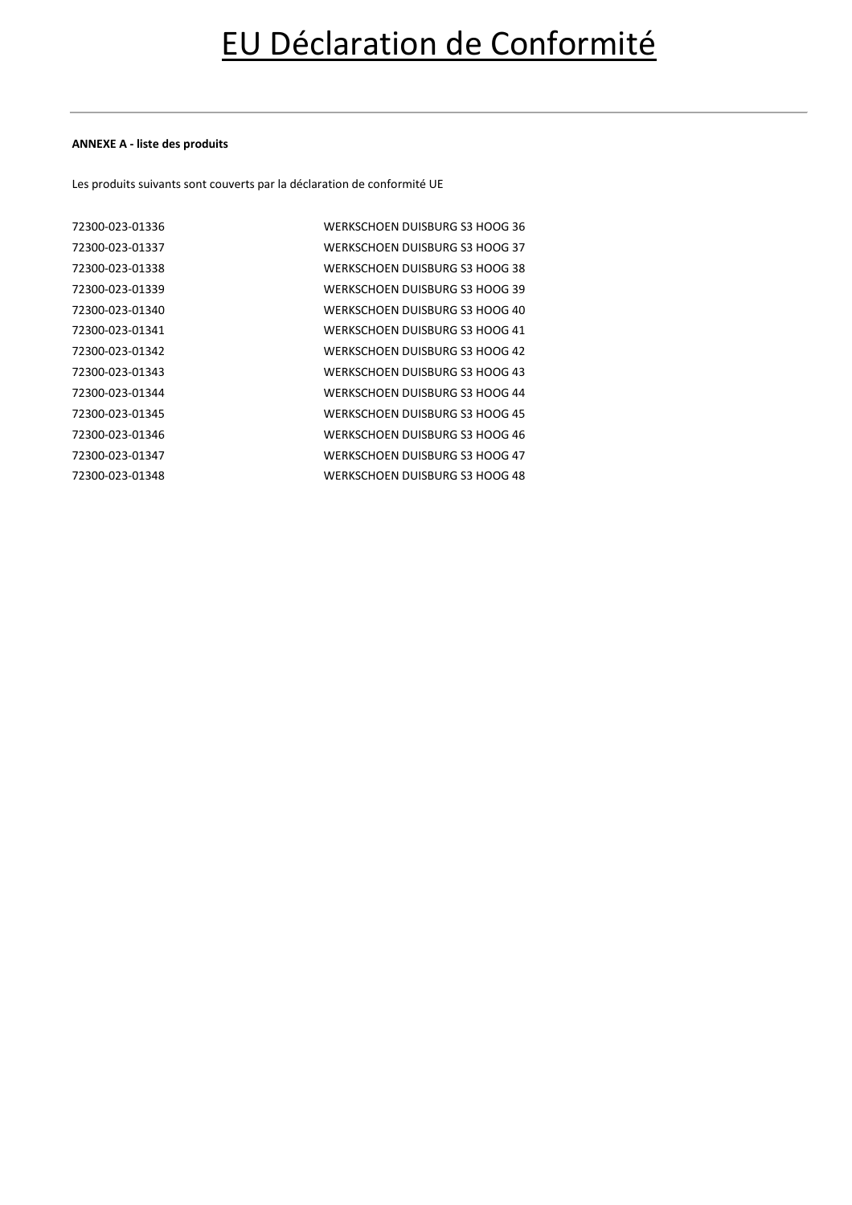# EU Déclaration de Conformité

**ANNEXE A - liste des produits**

Les produits suivants sont couverts par la déclaration de conformité UE

| | |
|---|---|
| 72300-023-01336 | WERKSCHOEN DUISBURG S3 HOOG 36 |
| 72300-023-01337 | WERKSCHOEN DUISBURG S3 HOOG 37 |
| 72300-023-01338 | WERKSCHOEN DUISBURG S3 HOOG 38 |
| 72300-023-01339 | WERKSCHOEN DUISBURG S3 HOOG 39 |
| 72300-023-01340 | WERKSCHOEN DUISBURG S3 HOOG 40 |
| 72300-023-01341 | WERKSCHOEN DUISBURG S3 HOOG 41 |
| 72300-023-01342 | WERKSCHOEN DUISBURG S3 HOOG 42 |
| 72300-023-01343 | WERKSCHOEN DUISBURG S3 HOOG 43 |
| 72300-023-01344 | WERKSCHOEN DUISBURG S3 HOOG 44 |
| 72300-023-01345 | WERKSCHOEN DUISBURG S3 HOOG 45 |
| 72300-023-01346 | WERKSCHOEN DUISBURG S3 HOOG 46 |
| 72300-023-01347 | WERKSCHOEN DUISBURG S3 HOOG 47 |
| 72300-023-01348 | WERKSCHOEN DUISBURG S3 HOOG 48 |